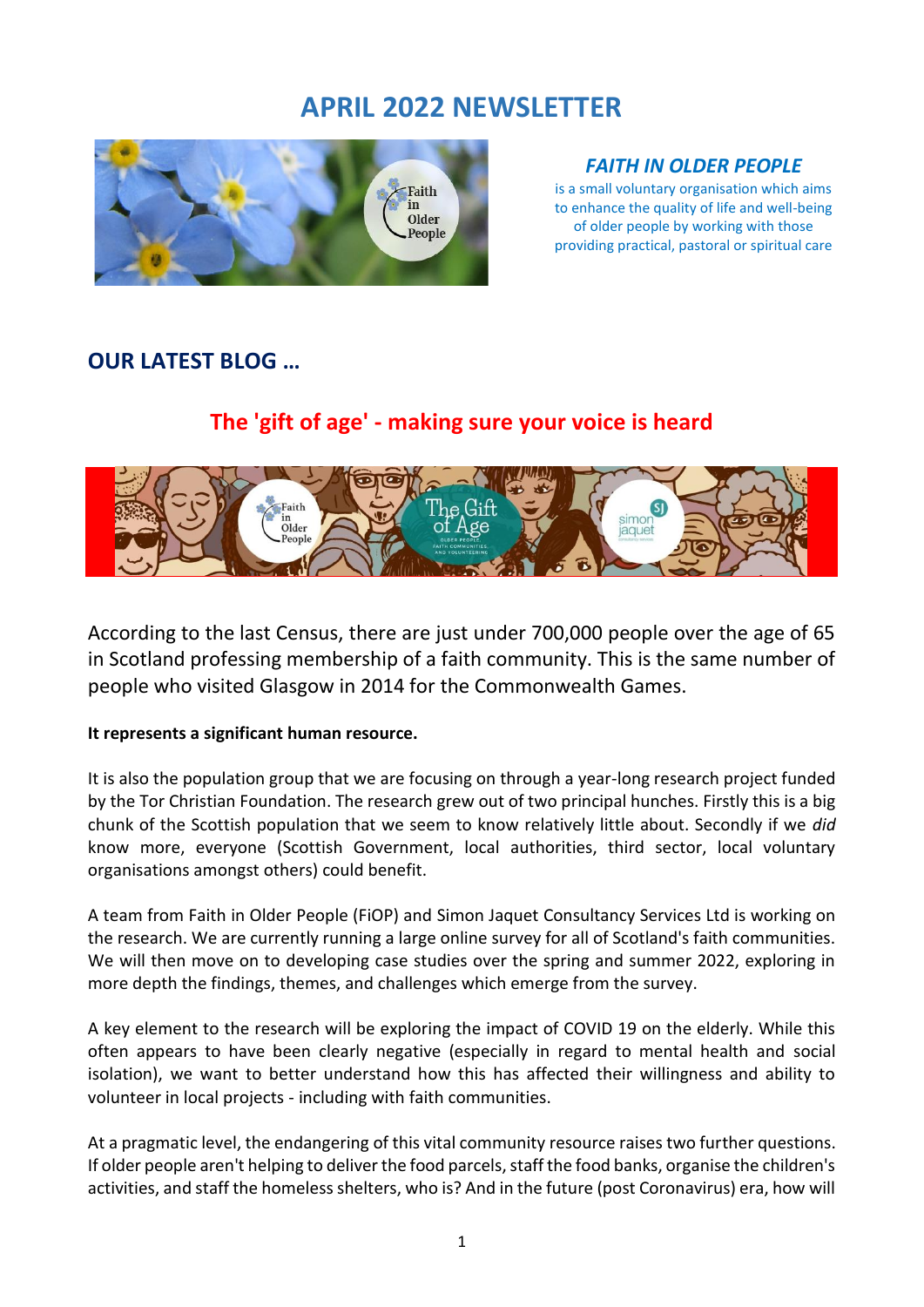# APRIL 2022 NEWSLETTER

***FAITH IN OLDER PEOPLE***

is a small voluntary organisation which aims to enhance the quality of life and well-being of older people by working with those providing practical, pastoral or spiritual care

## OUR LATEST BLOG …

### The 'gift of age' - making sure your voice is heard

According to the last Census, there are just under 700,000 people over the age of 65 in Scotland professing membership of a faith community. This is the same number of people who visited Glasgow in 2014 for the Commonwealth Games.

**It represents a significant human resource.**

It is also the population group that we are focusing on through a year-long research project funded by the Tor Christian Foundation. The research grew out of two principal hunches. Firstly this is a big chunk of the Scottish population that we seem to know relatively little about. Secondly if we *did* know more, everyone (Scottish Government, local authorities, third sector, local voluntary organisations amongst others) could benefit.

A team from Faith in Older People (FiOP) and Simon Jaquet Consultancy Services Ltd is working on the research. We are currently running a large online survey for all of Scotland's faith communities. We will then move on to developing case studies over the spring and summer 2022, exploring in more depth the findings, themes, and challenges which emerge from the survey.

A key element to the research will be exploring the impact of COVID 19 on the elderly. While this often appears to have been clearly negative (especially in regard to mental health and social isolation), we want to better understand how this has affected their willingness and ability to volunteer in local projects - including with faith communities.

At a pragmatic level, the endangering of this vital community resource raises two further questions. If older people aren't helping to deliver the food parcels, staff the food banks, organise the children's activities, and staff the homeless shelters, who is? And in the future (post Coronavirus) era, how will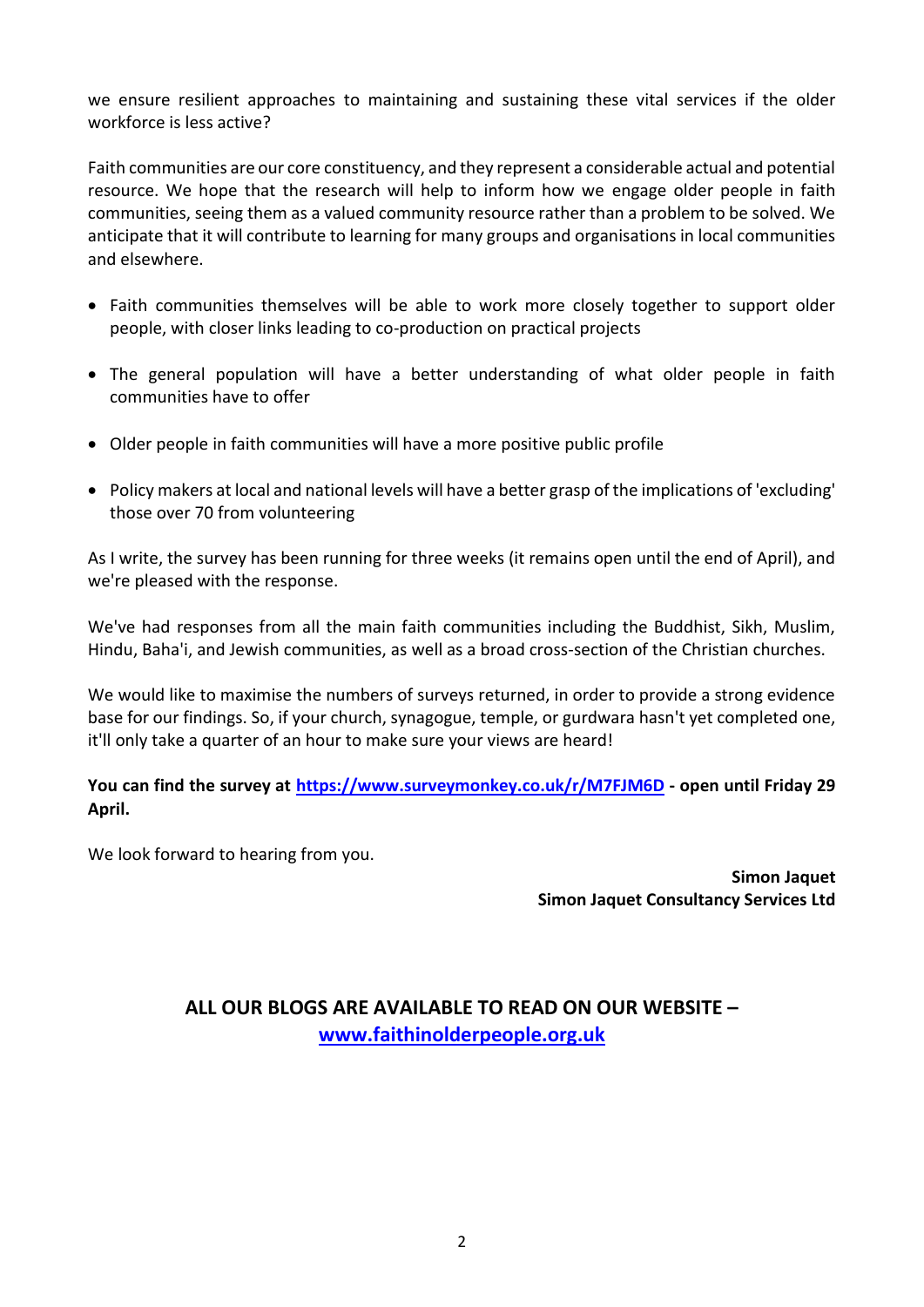we ensure resilient approaches to maintaining and sustaining these vital services if the older workforce is less active?

Faith communities are our core constituency, and they represent a considerable actual and potential resource. We hope that the research will help to inform how we engage older people in faith communities, seeing them as a valued community resource rather than a problem to be solved. We anticipate that it will contribute to learning for many groups and organisations in local communities and elsewhere.

- Faith communities themselves will be able to work more closely together to support older people, with closer links leading to co-production on practical projects
- The general population will have a better understanding of what older people in faith communities have to offer
- Older people in faith communities will have a more positive public profile
- Policy makers at local and national levels will have a better grasp of the implications of 'excluding' those over 70 from volunteering

As I write, the survey has been running for three weeks (it remains open until the end of April), and we're pleased with the response.

We've had responses from all the main faith communities including the Buddhist, Sikh, Muslim, Hindu, Baha'i, and Jewish communities, as well as a broad cross-section of the Christian churches.

We would like to maximise the numbers of surveys returned, in order to provide a strong evidence base for our findings. So, if your church, synagogue, temple, or gurdwara hasn't yet completed one, it'll only take a quarter of an hour to make sure your views are heard!

**You can find the survey at [https://www.surveymonkey.co.uk/r/M7FJM6D](https://www.surveymonkey.co.uk/r/M7FJM6D) - open until Friday 29 April.**

We look forward to hearing from you.

**Simon Jaquet**
**Simon Jaquet Consultancy Services Ltd**

## ALL OUR BLOGS ARE AVAILABLE TO READ ON OUR WEBSITE – [www.faithinolderpeople.org.uk](http://www.faithinolderpeople.org.uk)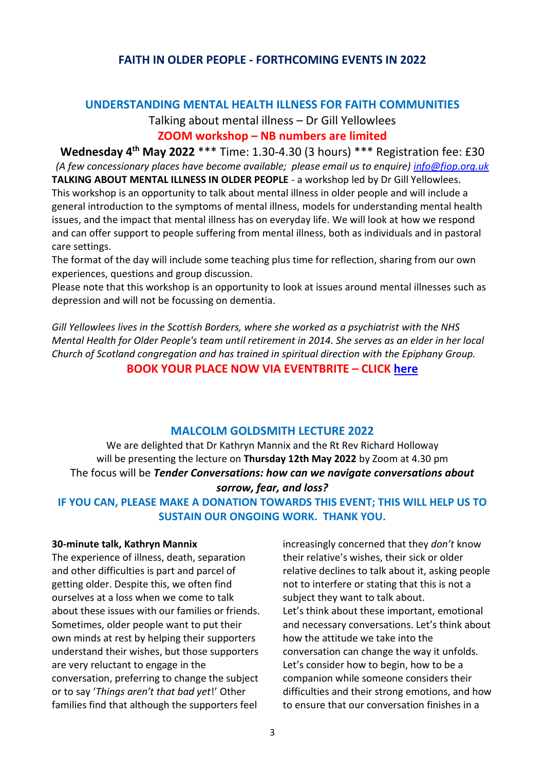# FAITH IN OLDER PEOPLE - FORTHCOMING EVENTS IN 2022

## UNDERSTANDING MENTAL HEALTH ILLNESS FOR FAITH COMMUNITIES

Talking about mental illness – Dr Gill Yellowlees

**ZOOM workshop – NB numbers are limited**

**Wednesday 4th May 2022** *** Time: 1.30-4.30 (3 hours) *** Registration fee: £30

*(A few concessionary places have become available; please email us to enquire) info@fiop.org.uk*

**TALKING ABOUT MENTAL ILLNESS IN OLDER PEOPLE** - a workshop led by Dr Gill Yellowlees. This workshop is an opportunity to talk about mental illness in older people and will include a general introduction to the symptoms of mental illness, models for understanding mental health issues, and the impact that mental illness has on everyday life. We will look at how we respond and can offer support to people suffering from mental illness, both as individuals and in pastoral care settings.

The format of the day will include some teaching plus time for reflection, sharing from our own experiences, questions and group discussion.

Please note that this workshop is an opportunity to look at issues around mental illnesses such as depression and will not be focussing on dementia.

*Gill Yellowlees lives in the Scottish Borders, where she worked as a psychiatrist with the NHS Mental Health for Older People's team until retirement in 2014. She serves as an elder in her local Church of Scotland congregation and has trained in spiritual direction with the Epiphany Group.*

**BOOK YOUR PLACE NOW VIA EVENTBRITE – CLICK here**

## MALCOLM GOLDSMITH LECTURE 2022

We are delighted that Dr Kathryn Mannix and the Rt Rev Richard Holloway will be presenting the lecture on **Thursday 12th May 2022** by Zoom at 4.30 pm

The focus will be ***Tender Conversations: how can we navigate conversations about sorrow, fear, and loss?***

**IF YOU CAN, PLEASE MAKE A DONATION TOWARDS THIS EVENT; THIS WILL HELP US TO SUSTAIN OUR ONGOING WORK. THANK YOU.**

**30-minute talk, Kathryn Mannix**

The experience of illness, death, separation and other difficulties is part and parcel of getting older. Despite this, we often find ourselves at a loss when we come to talk about these issues with our families or friends. Sometimes, older people want to put their own minds at rest by helping their supporters understand their wishes, but those supporters are very reluctant to engage in the conversation, preferring to change the subject or to say '*Things aren't that bad yet*!' Other families find that although the supporters feel increasingly concerned that they *don't* know their relative's wishes, their sick or older relative declines to talk about it, asking people not to interfere or stating that this is not a subject they want to talk about.

Let's think about these important, emotional and necessary conversations. Let's think about how the attitude we take into the conversation can change the way it unfolds. Let's consider how to begin, how to be a companion while someone considers their difficulties and their strong emotions, and how to ensure that our conversation finishes in a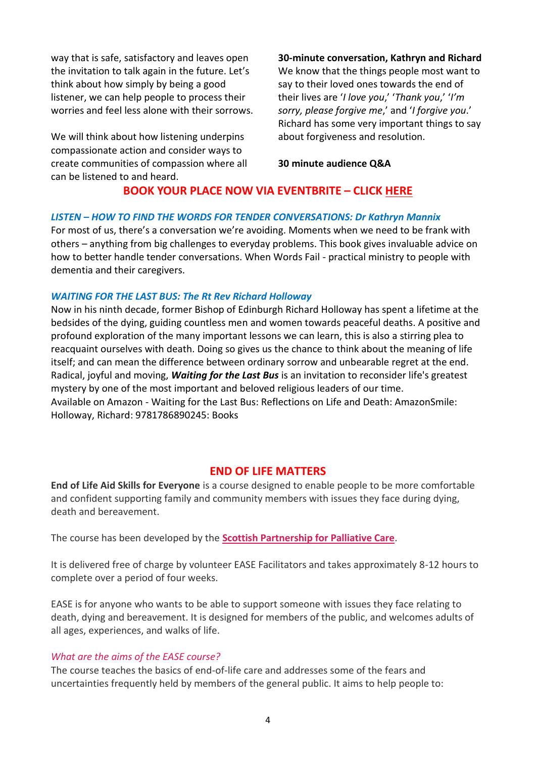way that is safe, satisfactory and leaves open the invitation to talk again in the future. Let's think about how simply by being a good listener, we can help people to process their worries and feel less alone with their sorrows.

We will think about how listening underpins compassionate action and consider ways to create communities of compassion where all can be listened to and heard.

**30-minute conversation, Kathryn and Richard**
We know that the things people most want to say to their loved ones towards the end of their lives are '*I love you*,' '*Thank you*,' '*I'm sorry, please forgive me*,' and '*I forgive you*.' Richard has some very important things to say about forgiveness and resolution.

**30 minute audience Q&A**

**BOOK YOUR PLACE NOW VIA EVENTBRITE – CLICK HERE**

*LISTEN – HOW TO FIND THE WORDS FOR TENDER CONVERSATIONS: Dr Kathryn Mannix*
For most of us, there's a conversation we're avoiding. Moments when we need to be frank with others – anything from big challenges to everyday problems. This book gives invaluable advice on how to better handle tender conversations. When Words Fail - practical ministry to people with dementia and their caregivers.

*WAITING FOR THE LAST BUS: The Rt Rev Richard Holloway*
Now in his ninth decade, former Bishop of Edinburgh Richard Holloway has spent a lifetime at the bedsides of the dying, guiding countless men and women towards peaceful deaths. A positive and profound exploration of the many important lessons we can learn, this is also a stirring plea to reacquaint ourselves with death. Doing so gives us the chance to think about the meaning of life itself; and can mean the difference between ordinary sorrow and unbearable regret at the end. Radical, joyful and moving, ***Waiting for the Last Bus*** is an invitation to reconsider life's greatest mystery by one of the most important and beloved religious leaders of our time.
Available on Amazon - Waiting for the Last Bus: Reflections on Life and Death: AmazonSmile: Holloway, Richard: 9781786890245: Books

## END OF LIFE MATTERS

**End of Life Aid Skills for Everyone** is a course designed to enable people to be more comfortable and confident supporting family and community members with issues they face during dying, death and bereavement.

The course has been developed by the **Scottish Partnership for Palliative Care**.

It is delivered free of charge by volunteer EASE Facilitators and takes approximately 8-12 hours to complete over a period of four weeks.

EASE is for anyone who wants to be able to support someone with issues they face relating to death, dying and bereavement. It is designed for members of the public, and welcomes adults of all ages, experiences, and walks of life.

*What are the aims of the EASE course?*
The course teaches the basics of end-of-life care and addresses some of the fears and uncertainties frequently held by members of the general public. It aims to help people to: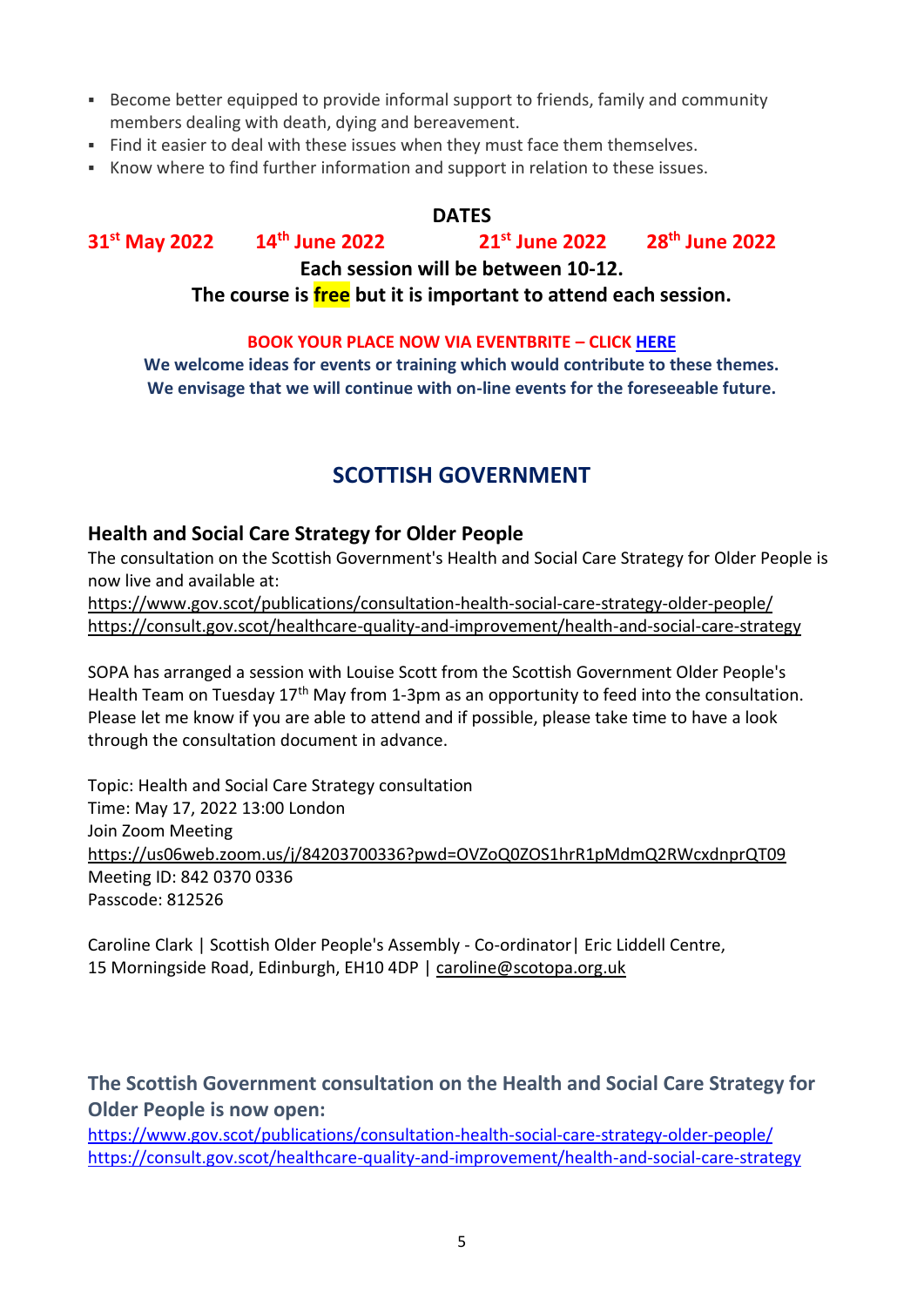- Become better equipped to provide informal support to friends, family and community members dealing with death, dying and bereavement.
- Find it easier to deal with these issues when they must face them themselves.
- Know where to find further information and support in relation to these issues.

**DATES**

**31st May 2022 14th June 2022 21st June 2022 28th June 2022**

**Each session will be between 10-12.**

**The course is free but it is important to attend each session.**

**BOOK YOUR PLACE NOW VIA EVENTBRITE – CLICK HERE**

**We welcome ideas for events or training which would contribute to these themes.**
**We envisage that we will continue with on-line events for the foreseeable future.**

## SCOTTISH GOVERNMENT

### Health and Social Care Strategy for Older People

The consultation on the Scottish Government's Health and Social Care Strategy for Older People is now live and available at:
https://www.gov.scot/publications/consultation-health-social-care-strategy-older-people/
https://consult.gov.scot/healthcare-quality-and-improvement/health-and-social-care-strategy

SOPA has arranged a session with Louise Scott from the Scottish Government Older People's Health Team on Tuesday 17th May from 1-3pm as an opportunity to feed into the consultation. Please let me know if you are able to attend and if possible, please take time to have a look through the consultation document in advance.

Topic: Health and Social Care Strategy consultation
Time: May 17, 2022 13:00 London
Join Zoom Meeting
https://us06web.zoom.us/j/84203700336?pwd=OVZoQ0ZOS1hrR1pMdmQ2RWcxdnprQT09
Meeting ID: 842 0370 0336
Passcode: 812526

Caroline Clark | Scottish Older People's Assembly - Co-ordinator| Eric Liddell Centre,
15 Morningside Road, Edinburgh, EH10 4DP | caroline@scotopa.org.uk

### The Scottish Government consultation on the Health and Social Care Strategy for Older People is now open:

https://www.gov.scot/publications/consultation-health-social-care-strategy-older-people/
https://consult.gov.scot/healthcare-quality-and-improvement/health-and-social-care-strategy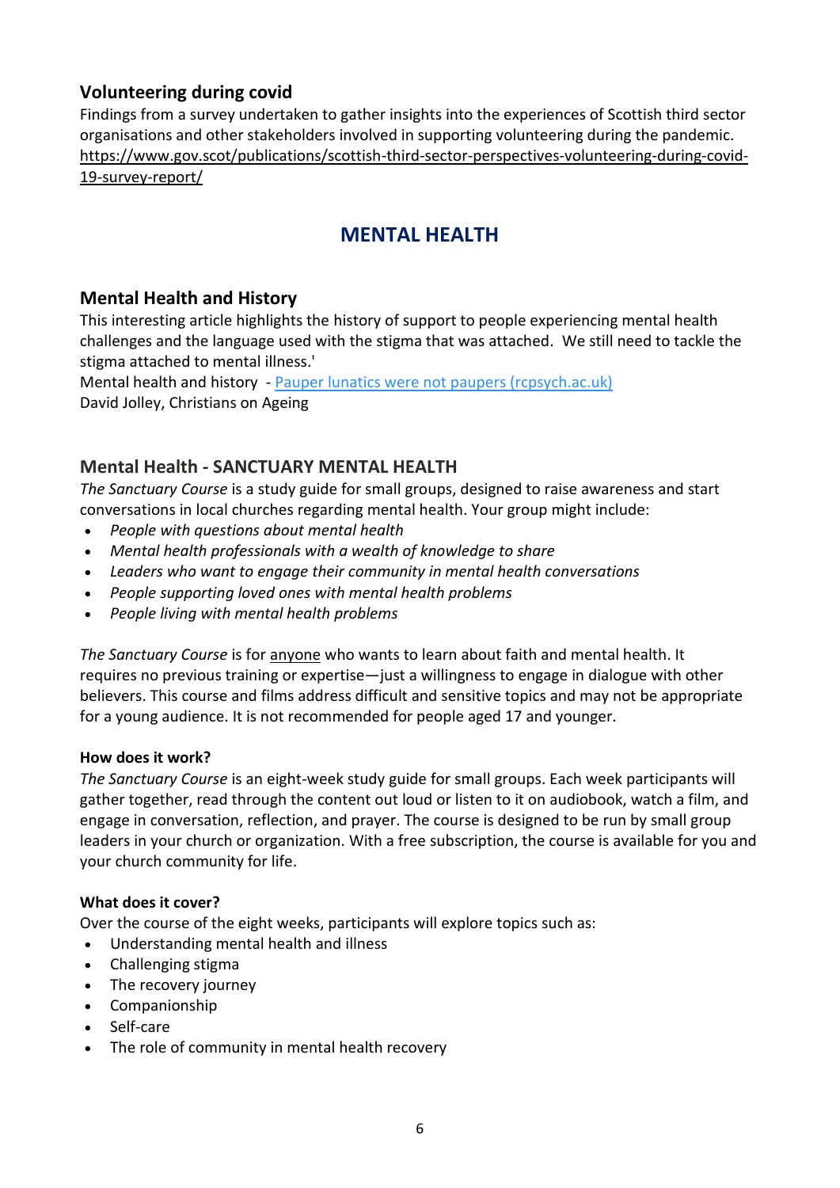### Volunteering during covid

Findings from a survey undertaken to gather insights into the experiences of Scottish third sector organisations and other stakeholders involved in supporting volunteering during the pandemic. https://www.gov.scot/publications/scottish-third-sector-perspectives-volunteering-during-covid-19-survey-report/

## MENTAL HEALTH

### Mental Health and History

This interesting article highlights the history of support to people experiencing mental health challenges and the language used with the stigma that was attached. We still need to tackle the stigma attached to mental illness.'

Mental health and history - [Pauper lunatics were not paupers (rcpsych.ac.uk)](Pauper lunatics were not paupers (rcpsych.ac.uk))
David Jolley, Christians on Ageing

### Mental Health - SANCTUARY MENTAL HEALTH

*The Sanctuary Course* is a study guide for small groups, designed to raise awareness and start conversations in local churches regarding mental health. Your group might include:

- *People with questions about mental health*
- *Mental health professionals with a wealth of knowledge to share*
- *Leaders who want to engage their community in mental health conversations*
- *People supporting loved ones with mental health problems*
- *People living with mental health problems*

*The Sanctuary Course* is for anyone who wants to learn about faith and mental health. It requires no previous training or expertise—just a willingness to engage in dialogue with other believers. This course and films address difficult and sensitive topics and may not be appropriate for a young audience. It is not recommended for people aged 17 and younger.

**How does it work?**

*The Sanctuary Course* is an eight-week study guide for small groups. Each week participants will gather together, read through the content out loud or listen to it on audiobook, watch a film, and engage in conversation, reflection, and prayer. The course is designed to be run by small group leaders in your church or organization. With a free subscription, the course is available for you and your church community for life.

**What does it cover?**

Over the course of the eight weeks, participants will explore topics such as:

- Understanding mental health and illness
- Challenging stigma
- The recovery journey
- Companionship
- Self-care
- The role of community in mental health recovery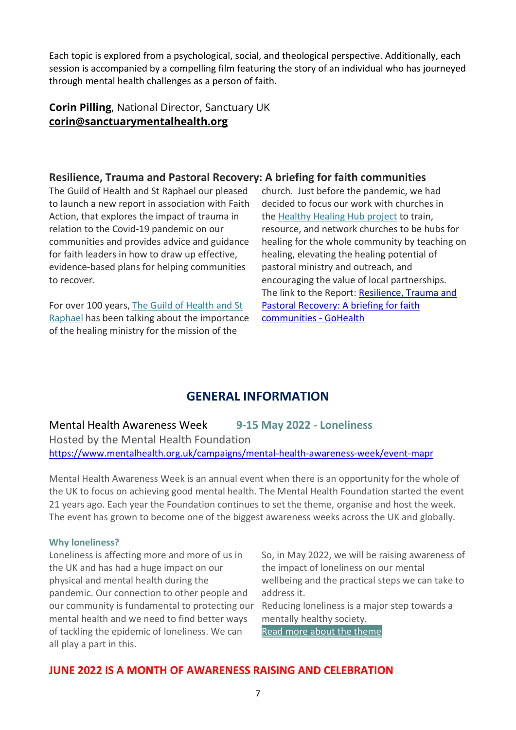Each topic is explored from a psychological, social, and theological perspective. Additionally, each session is accompanied by a compelling film featuring the story of an individual who has journeyed through mental health challenges as a person of faith.

**Corin Pilling**, National Director, Sanctuary UK
**corin@sanctuarymentalhealth.org**

### Resilience, Trauma and Pastoral Recovery: A briefing for faith communities

The Guild of Health and St Raphael our pleased to launch a new report in association with Faith Action, that explores the impact of trauma in relation to the Covid-19 pandemic on our communities and provides advice and guidance for faith leaders in how to draw up effective, evidence-based plans for helping communities to recover.

For over 100 years, The Guild of Health and St Raphael has been talking about the importance of the healing ministry for the mission of the church. Just before the pandemic, we had decided to focus our work with churches in the Healthy Healing Hub project to train, resource, and network churches to be hubs for healing for the whole community by teaching on healing, elevating the healing potential of pastoral ministry and outreach, and encouraging the value of local partnerships. The link to the Report: Resilience, Trauma and Pastoral Recovery: A briefing for faith communities - GoHealth

## GENERAL INFORMATION

### Mental Health Awareness Week 9-15 May 2022 - Loneliness

Hosted by the Mental Health Foundation
https://www.mentalhealth.org.uk/campaigns/mental-health-awareness-week/event-mapr

Mental Health Awareness Week is an annual event when there is an opportunity for the whole of the UK to focus on achieving good mental health. The Mental Health Foundation started the event 21 years ago. Each year the Foundation continues to set the theme, organise and host the week. The event has grown to become one of the biggest awareness weeks across the UK and globally.

**Why loneliness?**

Loneliness is affecting more and more of us in the UK and has had a huge impact on our physical and mental health during the pandemic. Our connection to other people and our community is fundamental to protecting our mental health and we need to find better ways of tackling the epidemic of loneliness. We can all play a part in this.

So, in May 2022, we will be raising awareness of the impact of loneliness on our mental wellbeing and the practical steps we can take to address it.

Reducing loneliness is a major step towards a mentally healthy society.

Read more about the theme

## JUNE 2022 IS A MONTH OF AWARENESS RAISING AND CELEBRATION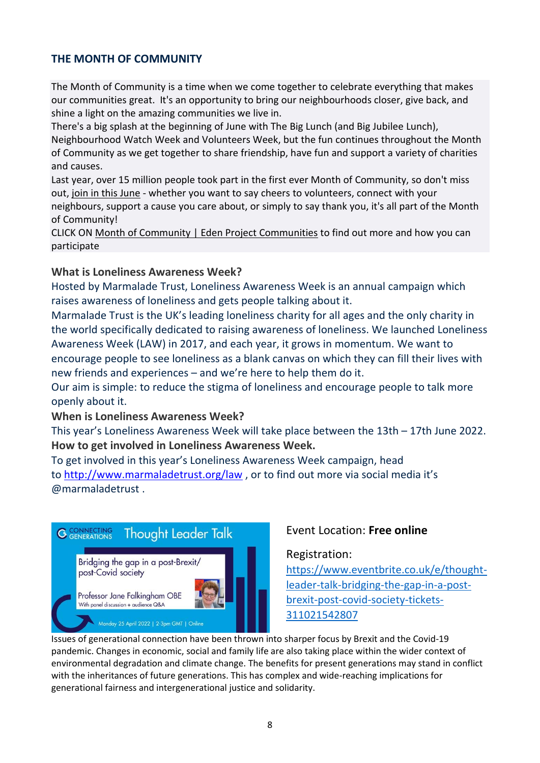## THE MONTH OF COMMUNITY

The Month of Community is a time when we come together to celebrate everything that makes our communities great. It's an opportunity to bring our neighbourhoods closer, give back, and shine a light on the amazing communities we live in.

There's a big splash at the beginning of June with The Big Lunch (and Big Jubilee Lunch), Neighbourhood Watch Week and Volunteers Week, but the fun continues throughout the Month of Community as we get together to share friendship, have fun and support a variety of charities and causes.

Last year, over 15 million people took part in the first ever Month of Community, so don't miss out, join in this June - whether you want to say cheers to volunteers, connect with your neighbours, support a cause you care about, or simply to say thank you, it's all part of the Month of Community!

CLICK ON Month of Community | Eden Project Communities to find out more and how you can participate

**What is Loneliness Awareness Week?**

Hosted by Marmalade Trust, Loneliness Awareness Week is an annual campaign which raises awareness of loneliness and gets people talking about it.

Marmalade Trust is the UK's leading loneliness charity for all ages and the only charity in the world specifically dedicated to raising awareness of loneliness. We launched Loneliness Awareness Week (LAW) in 2017, and each year, it grows in momentum. We want to encourage people to see loneliness as a blank canvas on which they can fill their lives with new friends and experiences – and we're here to help them do it.

Our aim is simple: to reduce the stigma of loneliness and encourage people to talk more openly about it.

**When is Loneliness Awareness Week?**

This year's Loneliness Awareness Week will take place between the 13th – 17th June 2022.

**How to get involved in Loneliness Awareness Week.**

To get involved in this year's Loneliness Awareness Week campaign, head to http://www.marmaladetrust.org/law , or to find out more via social media it's @marmaladetrust .

CONNECTING GENERATIONS Thought Leader Talk

Bridging the gap in a post-Brexit/ post-Covid society

Professor Jane Falkingham OBE
With panel discussion + audience Q&A

Monday 25 April 2022 | 2-3pm GMT | Online

Event Location: **Free online**

Registration: https://www.eventbrite.co.uk/e/thought-leader-talk-bridging-the-gap-in-a-post-brexit-post-covid-society-tickets-311021542807

Issues of generational connection have been thrown into sharper focus by Brexit and the Covid-19 pandemic. Changes in economic, social and family life are also taking place within the wider context of environmental degradation and climate change. The benefits for present generations may stand in conflict with the inheritances of future generations. This has complex and wide-reaching implications for generational fairness and intergenerational justice and solidarity.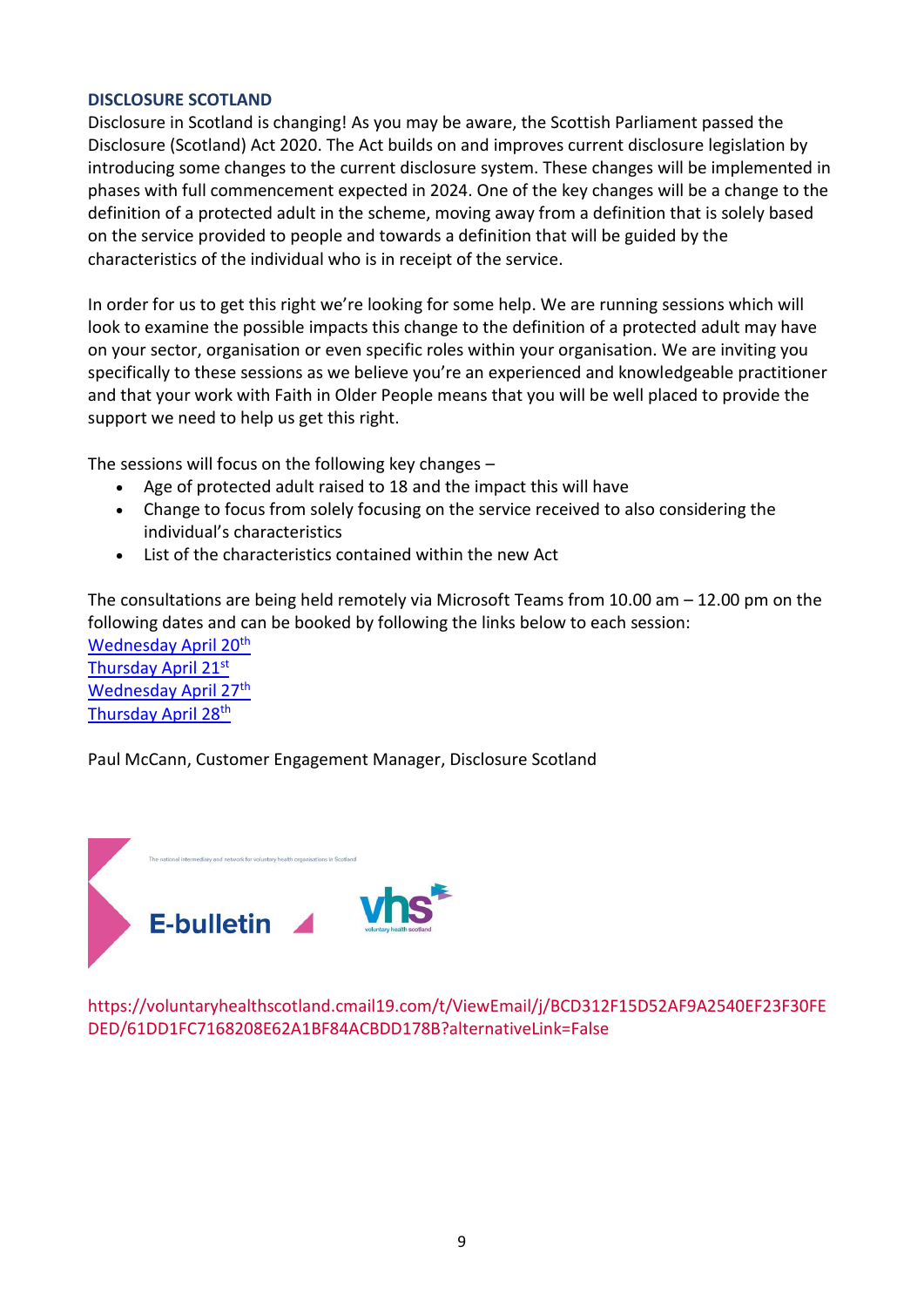### DISCLOSURE SCOTLAND

Disclosure in Scotland is changing! As you may be aware, the Scottish Parliament passed the Disclosure (Scotland) Act 2020. The Act builds on and improves current disclosure legislation by introducing some changes to the current disclosure system. These changes will be implemented in phases with full commencement expected in 2024. One of the key changes will be a change to the definition of a protected adult in the scheme, moving away from a definition that is solely based on the service provided to people and towards a definition that will be guided by the characteristics of the individual who is in receipt of the service.

In order for us to get this right we're looking for some help. We are running sessions which will look to examine the possible impacts this change to the definition of a protected adult may have on your sector, organisation or even specific roles within your organisation. We are inviting you specifically to these sessions as we believe you're an experienced and knowledgeable practitioner and that your work with Faith in Older People means that you will be well placed to provide the support we need to help us get this right.

The sessions will focus on the following key changes –

- Age of protected adult raised to 18 and the impact this will have
- Change to focus from solely focusing on the service received to also considering the individual's characteristics
- List of the characteristics contained within the new Act

The consultations are being held remotely via Microsoft Teams from 10.00 am – 12.00 pm on the following dates and can be booked by following the links below to each session:

Wednesday April 20th
Thursday April 21st
Wednesday April 27th
Thursday April 28th

Paul McCann, Customer Engagement Manager, Disclosure Scotland

The national intermediary and network for voluntary health organisations in Scotland

E-bulletin

vhs voluntary health scotland

https://voluntaryhealthscotland.cmail19.com/t/ViewEmail/j/BCD312F15D52AF9A2540EF23F30FEDED/61DD1FC7168208E62A1BF84ACBDD178B?alternativeLink=False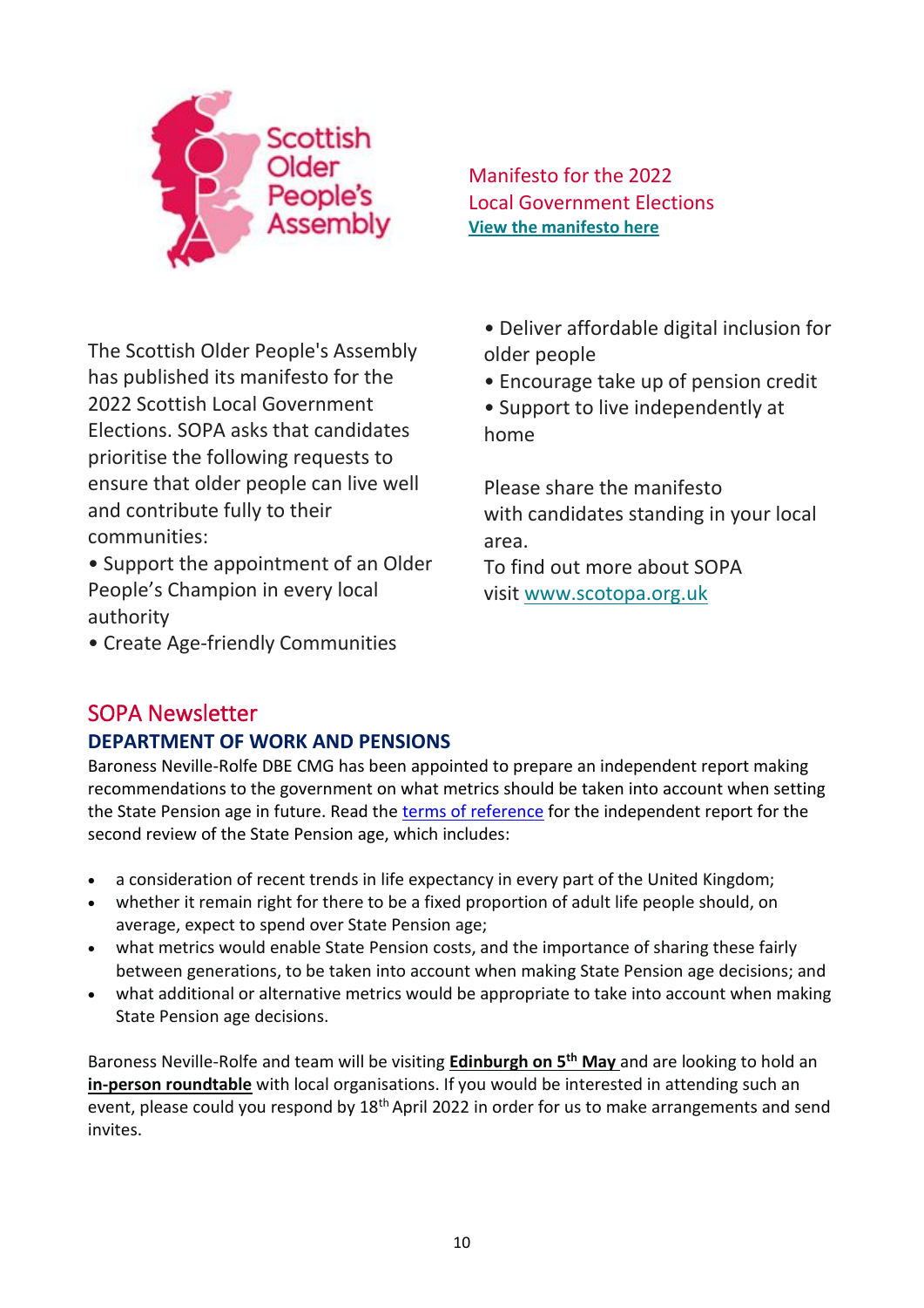Scottish Older People's Assembly

## Manifesto for the 2022 Local Government Elections

**View the manifesto here**

The Scottish Older People's Assembly has published its manifesto for the 2022 Scottish Local Government Elections. SOPA asks that candidates prioritise the following requests to ensure that older people can live well and contribute fully to their communities:

- Support the appointment of an Older People's Champion in every local authority
- Create Age-friendly Communities
- Deliver affordable digital inclusion for older people
- Encourage take up of pension credit
- Support to live independently at home

Please share the manifesto with candidates standing in your local area.

To find out more about SOPA visit www.scotopa.org.uk

## SOPA Newsletter

### DEPARTMENT OF WORK AND PENSIONS

Baroness Neville-Rolfe DBE CMG has been appointed to prepare an independent report making recommendations to the government on what metrics should be taken into account when setting the State Pension age in future. Read the terms of reference for the independent report for the second review of the State Pension age, which includes:

- a consideration of recent trends in life expectancy in every part of the United Kingdom;
- whether it remain right for there to be a fixed proportion of adult life people should, on average, expect to spend over State Pension age;
- what metrics would enable State Pension costs, and the importance of sharing these fairly between generations, to be taken into account when making State Pension age decisions; and
- what additional or alternative metrics would be appropriate to take into account when making State Pension age decisions.

Baroness Neville-Rolfe and team will be visiting **Edinburgh on 5th May** and are looking to hold an **in-person roundtable** with local organisations. If you would be interested in attending such an event, please could you respond by 18th April 2022 in order for us to make arrangements and send invites.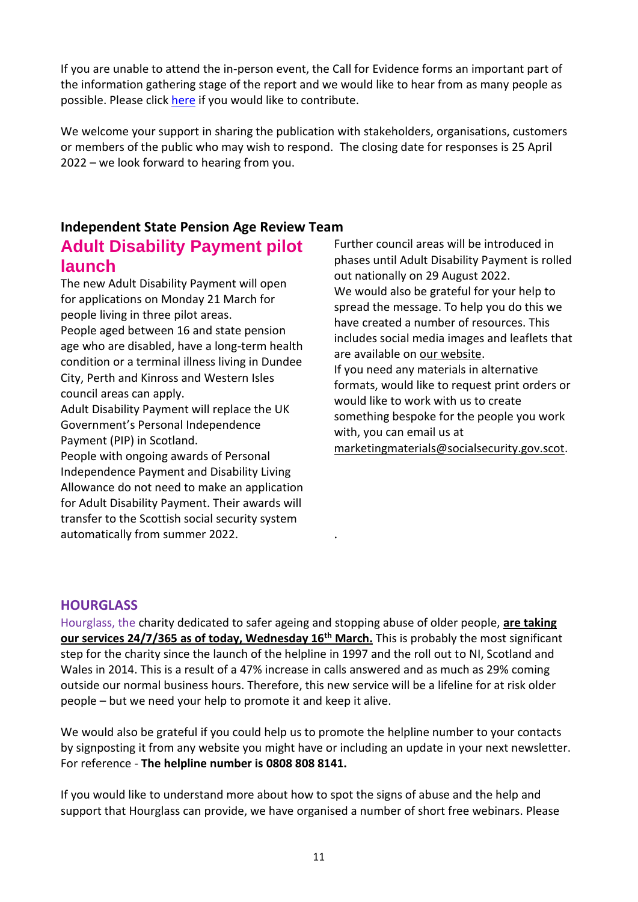If you are unable to attend the in-person event, the Call for Evidence forms an important part of the information gathering stage of the report and we would like to hear from as many people as possible. Please click [here](#) if you would like to contribute.

We welcome your support in sharing the publication with stakeholders, organisations, customers or members of the public who may wish to respond. The closing date for responses is 25 April 2022 – we look forward to hearing from you.

**Independent State Pension Age Review Team**

## Adult Disability Payment pilot launch

The new Adult Disability Payment will open for applications on Monday 21 March for people living in three pilot areas.

People aged between 16 and state pension age who are disabled, have a long-term health condition or a terminal illness living in Dundee City, Perth and Kinross and Western Isles council areas can apply.

Adult Disability Payment will replace the UK Government's Personal Independence Payment (PIP) in Scotland.

People with ongoing awards of Personal Independence Payment and Disability Living Allowance do not need to make an application for Adult Disability Payment. Their awards will transfer to the Scottish social security system automatically from summer 2022.

Further council areas will be introduced in phases until Adult Disability Payment is rolled out nationally on 29 August 2022.

We would also be grateful for your help to spread the message. To help you do this we have created a number of resources. This includes social media images and leaflets that are available on [our website](#).

If you need any materials in alternative formats, would like to request print orders or would like to work with us to create something bespoke for the people you work with, you can email us at marketingmaterials@socialsecurity.gov.scot.

## HOURGLASS

Hourglass, the charity dedicated to safer ageing and stopping abuse of older people, **are taking our services 24/7/365 as of today, Wednesday 16th March.** This is probably the most significant step for the charity since the launch of the helpline in 1997 and the roll out to NI, Scotland and Wales in 2014. This is a result of a 47% increase in calls answered and as much as 29% coming outside our normal business hours. Therefore, this new service will be a lifeline for at risk older people – but we need your help to promote it and keep it alive.

We would also be grateful if you could help us to promote the helpline number to your contacts by signposting it from any website you might have or including an update in your next newsletter. For reference - **The helpline number is 0808 808 8141.**

If you would like to understand more about how to spot the signs of abuse and the help and support that Hourglass can provide, we have organised a number of short free webinars. Please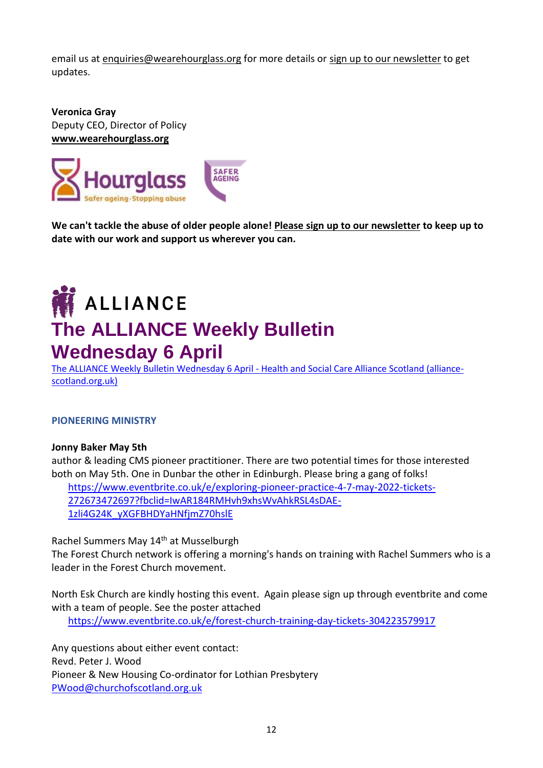email us at enquiries@wearehourglass.org for more details or sign up to our newsletter to get updates.

**Veronica Gray**
Deputy CEO, Director of Policy
**www.wearehourglass.org**

**We can't tackle the abuse of older people alone! Please sign up to our newsletter to keep up to date with our work and support us wherever you can.**

ALLIANCE

# The ALLIANCE Weekly Bulletin Wednesday 6 April

The ALLIANCE Weekly Bulletin Wednesday 6 April - Health and Social Care Alliance Scotland (alliance-scotland.org.uk)

### PIONEERING MINISTRY

**Jonny Baker May 5th**
author & leading CMS pioneer practitioner. There are two potential times for those interested both on May 5th. One in Dunbar the other in Edinburgh. Please bring a gang of folks!
https://www.eventbrite.co.uk/e/exploring-pioneer-practice-4-7-may-2022-tickets-272673472697?fbclid=IwAR184RMHvh9xhsWvAhkRSL4sDAE-1zli4G24K_yXGFBHDYaHNfjmZ70hslE

Rachel Summers May 14th at Musselburgh
The Forest Church network is offering a morning's hands on training with Rachel Summers who is a leader in the Forest Church movement.

North Esk Church are kindly hosting this event. Again please sign up through eventbrite and come with a team of people. See the poster attached
https://www.eventbrite.co.uk/e/forest-church-training-day-tickets-304223579917

Any questions about either event contact:
Revd. Peter J. Wood
Pioneer & New Housing Co-ordinator for Lothian Presbytery
PWood@churchofscotland.org.uk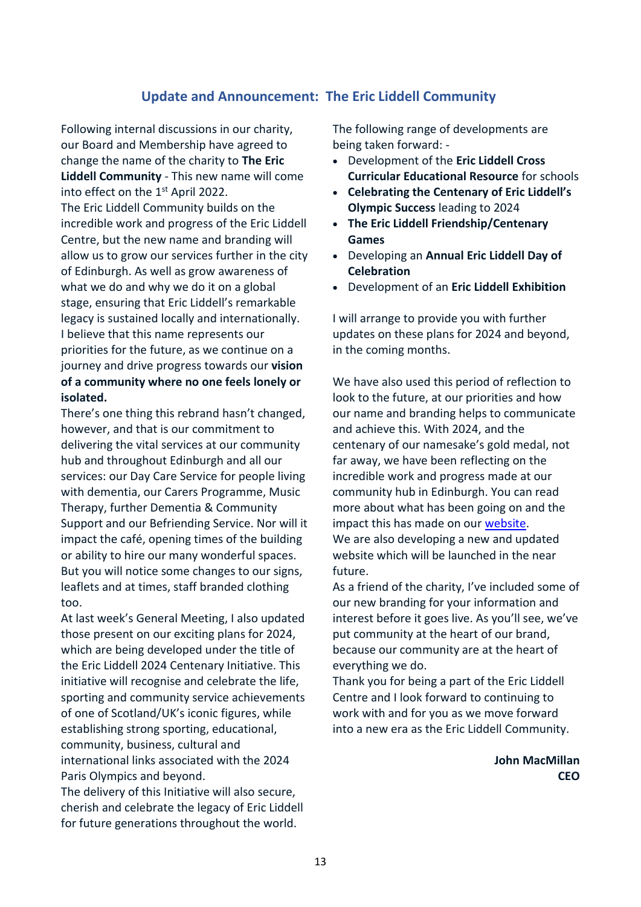## Update and Announcement: The Eric Liddell Community

Following internal discussions in our charity, our Board and Membership have agreed to change the name of the charity to **The Eric Liddell Community** - This new name will come into effect on the 1st April 2022.

The Eric Liddell Community builds on the incredible work and progress of the Eric Liddell Centre, but the new name and branding will allow us to grow our services further in the city of Edinburgh. As well as grow awareness of what we do and why we do it on a global stage, ensuring that Eric Liddell's remarkable legacy is sustained locally and internationally.

I believe that this name represents our priorities for the future, as we continue on a journey and drive progress towards our **vision of a community where no one feels lonely or isolated.**

There's one thing this rebrand hasn't changed, however, and that is our commitment to delivering the vital services at our community hub and throughout Edinburgh and all our services: our Day Care Service for people living with dementia, our Carers Programme, Music Therapy, further Dementia & Community Support and our Befriending Service. Nor will it impact the café, opening times of the building or ability to hire our many wonderful spaces. But you will notice some changes to our signs, leaflets and at times, staff branded clothing too.

At last week's General Meeting, I also updated those present on our exciting plans for 2024, which are being developed under the title of the Eric Liddell 2024 Centenary Initiative. This initiative will recognise and celebrate the life, sporting and community service achievements of one of Scotland/UK's iconic figures, while establishing strong sporting, educational, community, business, cultural and international links associated with the 2024 Paris Olympics and beyond.

The delivery of this Initiative will also secure, cherish and celebrate the legacy of Eric Liddell for future generations throughout the world.

The following range of developments are being taken forward: -

- Development of the **Eric Liddell Cross Curricular Educational Resource** for schools
- **Celebrating the Centenary of Eric Liddell's Olympic Success** leading to 2024
- **The Eric Liddell Friendship/Centenary Games**
- Developing an **Annual Eric Liddell Day of Celebration**
- Development of an **Eric Liddell Exhibition**

I will arrange to provide you with further updates on these plans for 2024 and beyond, in the coming months.

We have also used this period of reflection to look to the future, at our priorities and how our name and branding helps to communicate and achieve this. With 2024, and the centenary of our namesake's gold medal, not far away, we have been reflecting on the incredible work and progress made at our community hub in Edinburgh. You can read more about what has been going on and the impact this has made on our website.

We are also developing a new and updated website which will be launched in the near future.

As a friend of the charity, I've included some of our new branding for your information and interest before it goes live. As you'll see, we've put community at the heart of our brand, because our community are at the heart of everything we do.

Thank you for being a part of the Eric Liddell Centre and I look forward to continuing to work with and for you as we move forward into a new era as the Eric Liddell Community.

**John MacMillan**
**CEO**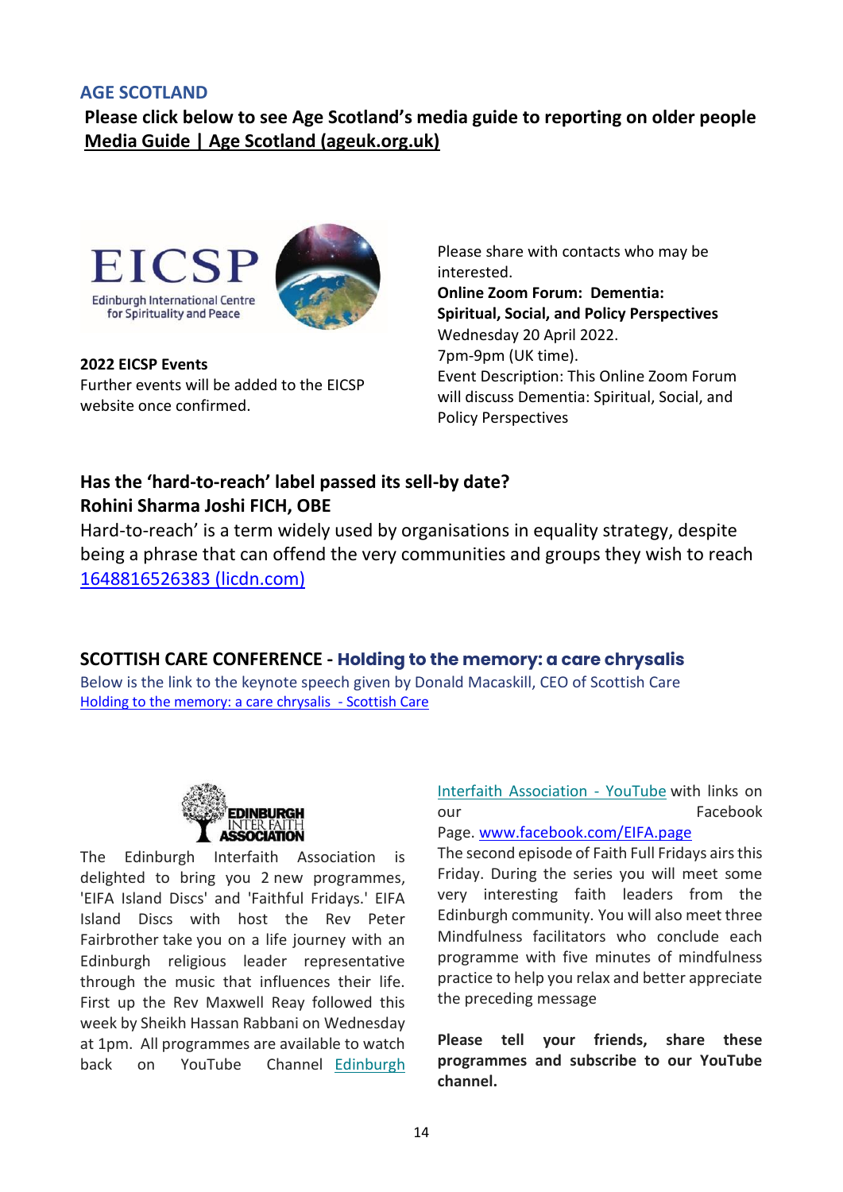## AGE SCOTLAND

**Please click below to see Age Scotland's media guide to reporting on older people**
**Media Guide | Age Scotland (ageuk.org.uk)**

EICSP
Edinburgh International Centre for Spirituality and Peace

**2022 EICSP Events**
Further events will be added to the EICSP website once confirmed.

Please share with contacts who may be interested.
**Online Zoom Forum: Dementia: Spiritual, Social, and Policy Perspectives**
Wednesday 20 April 2022.
7pm-9pm (UK time).
Event Description: This Online Zoom Forum will discuss Dementia: Spiritual, Social, and Policy Perspectives

## Has the 'hard-to-reach' label passed its sell-by date?
**Rohini Sharma Joshi FICH, OBE**

Hard-to-reach' is a term widely used by organisations in equality strategy, despite being a phrase that can offend the very communities and groups they wish to reach
1648816526383 (licdn.com)

## SCOTTISH CARE CONFERENCE - Holding to the memory: a care chrysalis

Below is the link to the keynote speech given by Donald Macaskill, CEO of Scottish Care
Holding to the memory: a care chrysalis - Scottish Care

EDINBURGH INTER FAITH ASSOCIATION

The Edinburgh Interfaith Association is delighted to bring you 2 new programmes, 'EIFA Island Discs' and 'Faithful Fridays.' EIFA Island Discs with host the Rev Peter Fairbrother take you on a life journey with an Edinburgh religious leader representative through the music that influences their life. First up the Rev Maxwell Reay followed this week by Sheikh Hassan Rabbani on Wednesday at 1pm. All programmes are available to watch back on YouTube Channel Edinburgh Interfaith Association - YouTube with links on our Facebook Page. www.facebook.com/EIFA.page

The second episode of Faith Full Fridays airs this Friday. During the series you will meet some very interesting faith leaders from the Edinburgh community. You will also meet three Mindfulness facilitators who conclude each programme with five minutes of mindfulness practice to help you relax and better appreciate the preceding message

**Please tell your friends, share these programmes and subscribe to our YouTube channel.**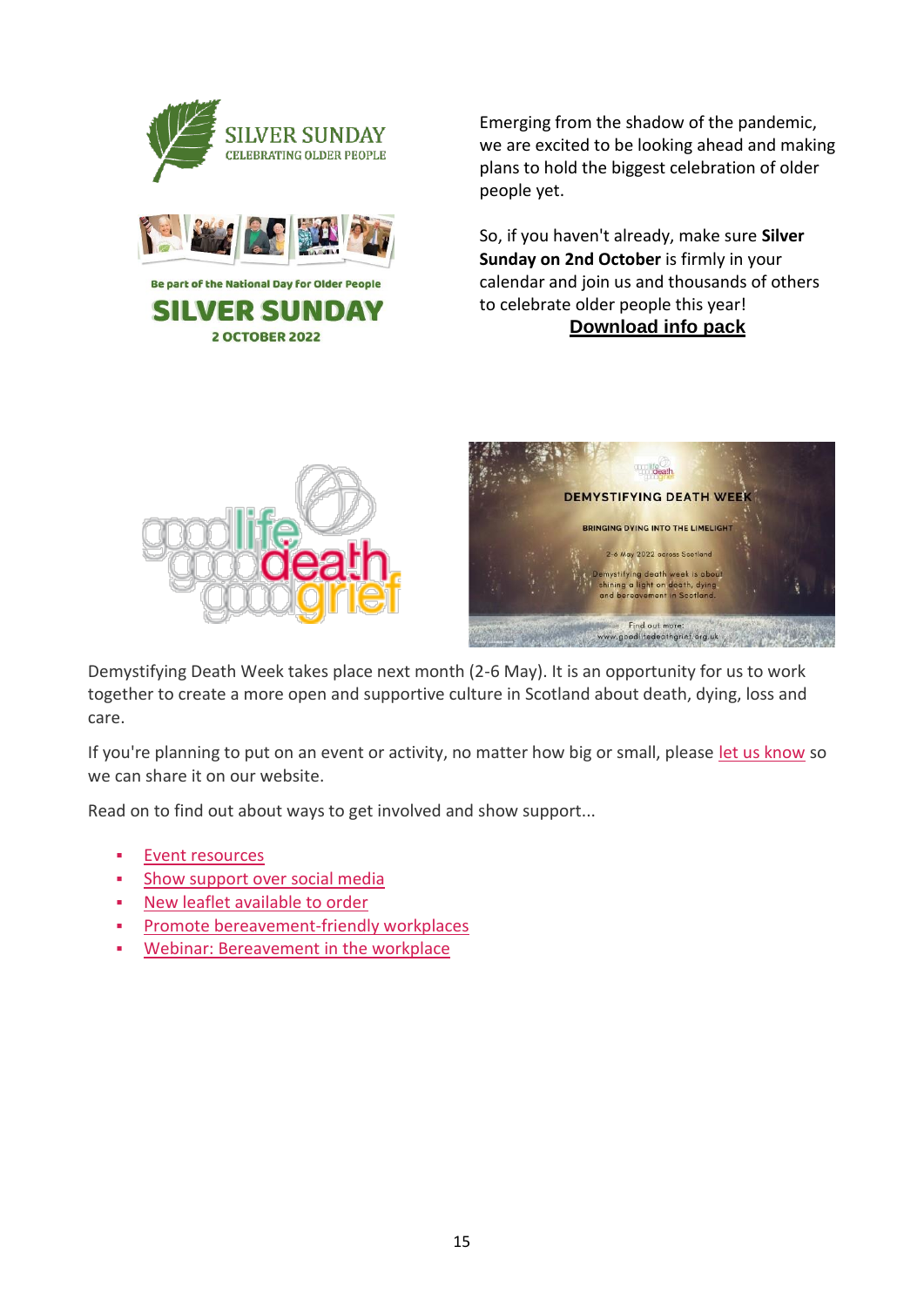Emerging from the shadow of the pandemic, we are excited to be looking ahead and making plans to hold the biggest celebration of older people yet.

So, if you haven't already, make sure **Silver Sunday on 2nd October** is firmly in your calendar and join us and thousands of others to celebrate older people this year!

**Download info pack**

Demystifying Death Week takes place next month (2-6 May). It is an opportunity for us to work together to create a more open and supportive culture in Scotland about death, dying, loss and care.

If you're planning to put on an event or activity, no matter how big or small, please let us know so we can share it on our website.

Read on to find out about ways to get involved and show support...

- Event resources
- Show support over social media
- New leaflet available to order
- Promote bereavement-friendly workplaces
- Webinar: Bereavement in the workplace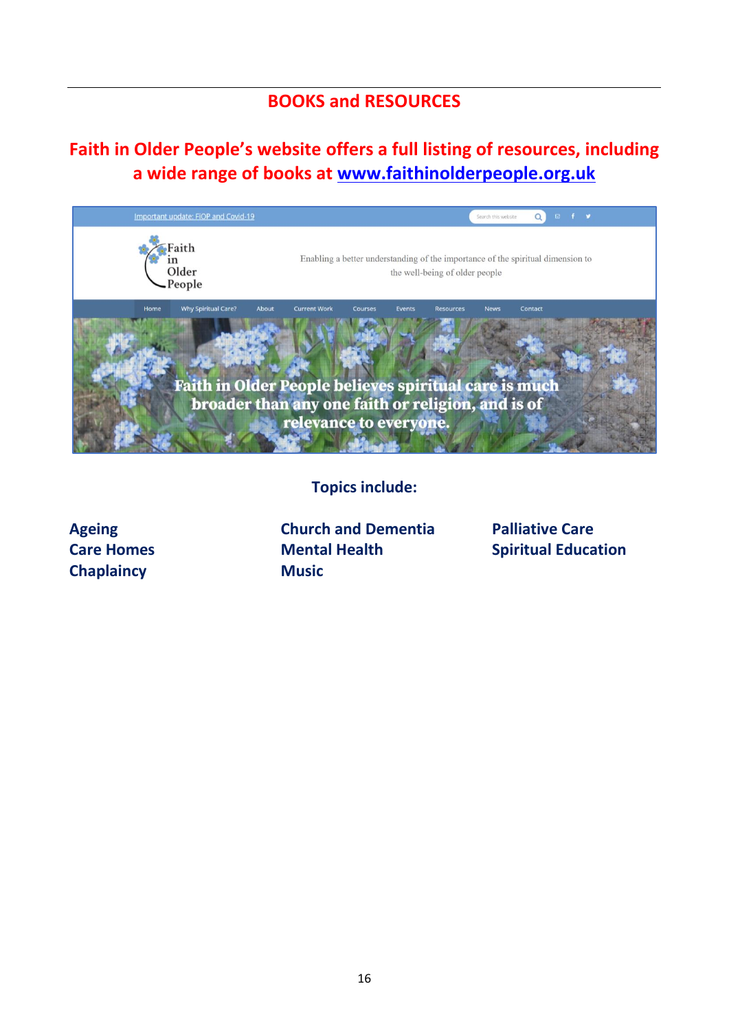## BOOKS and RESOURCES

**Faith in Older People's website offers a full listing of resources, including a wide range of books at [www.faithinolderpeople.org.uk](http://www.faithinolderpeople.org.uk)**

Important update: FIOP and Covid-19

Faith in Older People

Enabling a better understanding of the importance of the spiritual dimension to the well-being of older people

Home | Why Spiritual Care? | About | Current Work | Courses | Events | Resources | News | Contact

Faith in Older People believes spiritual care is much broader than any one faith or religion, and is of relevance to everyone.

**Topics include:**

- **Ageing**
- **Care Homes**
- **Chaplaincy**
- **Church and Dementia**
- **Mental Health**
- **Music**
- **Palliative Care**
- **Spiritual Education**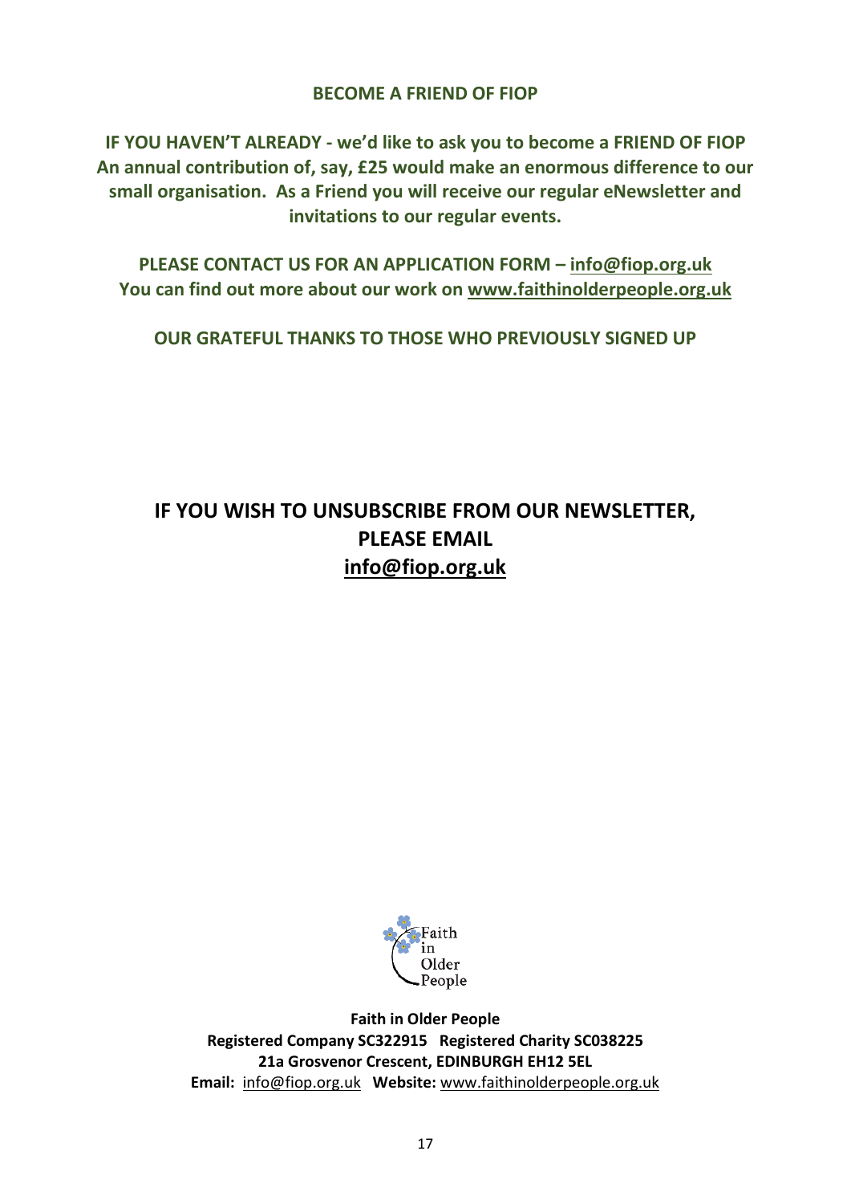## BECOME A FRIEND OF FIOP

**IF YOU HAVEN'T ALREADY - we'd like to ask you to become a FRIEND OF FIOP An annual contribution of, say, £25 would make an enormous difference to our small organisation. As a Friend you will receive our regular eNewsletter and invitations to our regular events.**

**PLEASE CONTACT US FOR AN APPLICATION FORM – info@fiop.org.uk**
**You can find out more about our work on www.faithinolderpeople.org.uk**

**OUR GRATEFUL THANKS TO THOSE WHO PREVIOUSLY SIGNED UP**

## IF YOU WISH TO UNSUBSCRIBE FROM OUR NEWSLETTER, PLEASE EMAIL info@fiop.org.uk

Faith in Older People

**Faith in Older People**
**Registered Company SC322915 Registered Charity SC038225**
**21a Grosvenor Crescent, EDINBURGH EH12 5EL**
**Email:** info@fiop.org.uk **Website:** www.faithinolderpeople.org.uk